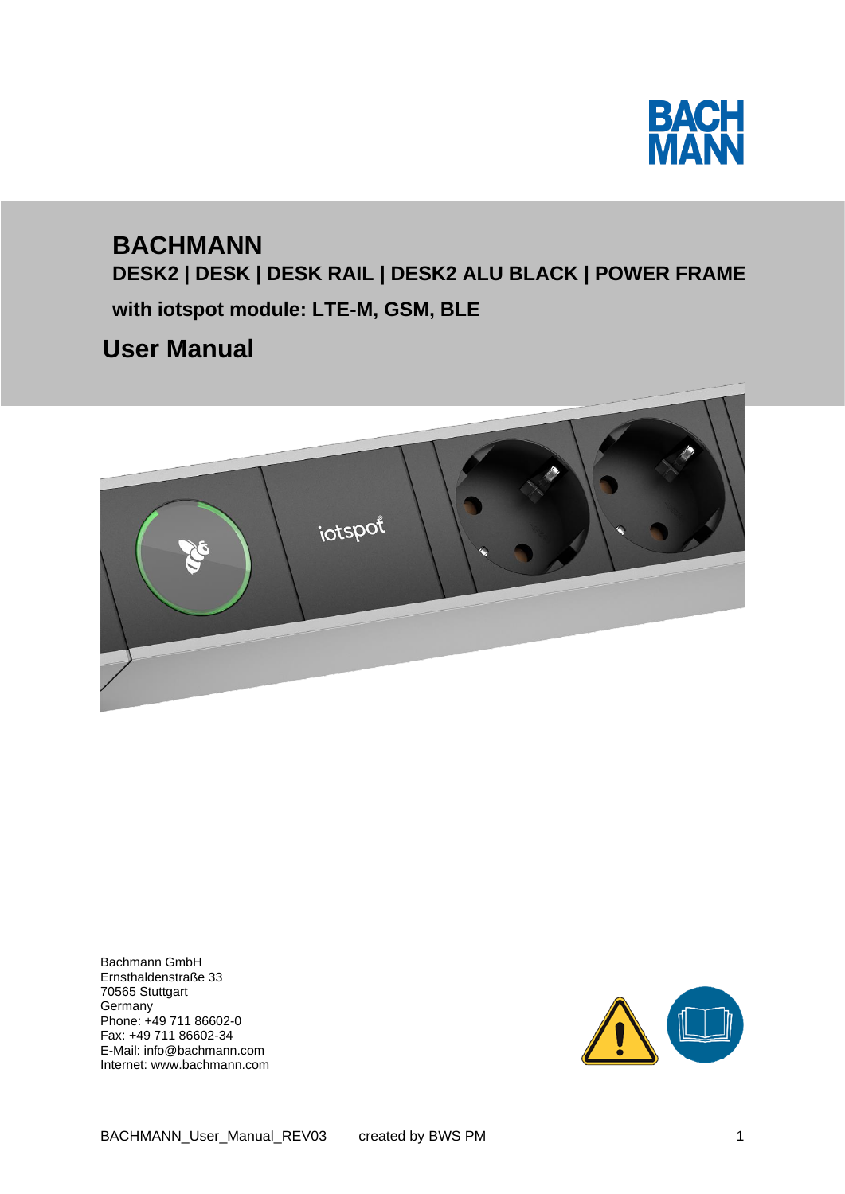# BACHMANN

## DESK2 | DESK | DESK RAIL | DESK2 ALU BLACK | POWER FRAME

**with iotspot module: LTE-M, GSM, BLE**

# User Manual

Bachmann GmbH
Ernsthaldenstraße 33
70565 Stuttgart
Germany
Phone: +49 711 86602-0
Fax: +49 711 86602-34
E-Mail: info@bachmann.com
Internet: www.bachmann.com

BACHMANN_User_Manual_REV03 created by BWS PM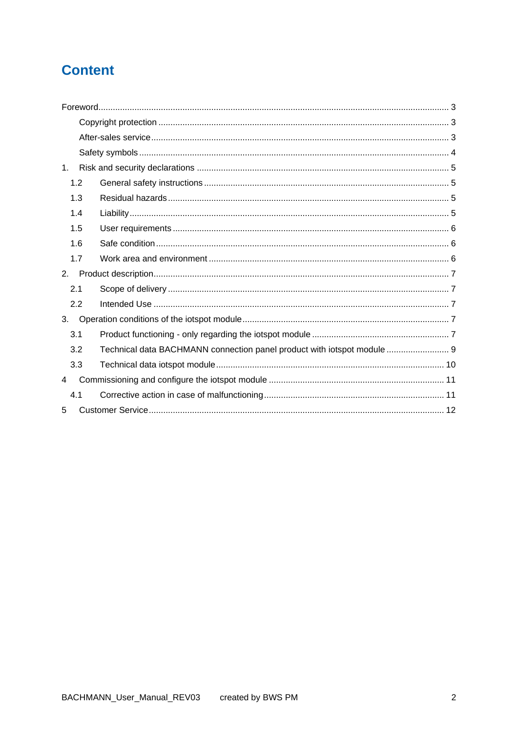# Content

Foreword ..... 3

- Copyright protection ..... 3
- After-sales service ..... 3
- Safety symbols ..... 4

1. Risk and security declarations ..... 5
   - 1.2 General safety instructions ..... 5
   - 1.3 Residual hazards ..... 5
   - 1.4 Liability ..... 5
   - 1.5 User requirements ..... 6
   - 1.6 Safe condition ..... 6
   - 1.7 Work area and environment ..... 6
2. Product description ..... 7
   - 2.1 Scope of delivery ..... 7
   - 2.2 Intended Use ..... 7
3. Operation conditions of the iotspot module ..... 7
   - 3.1 Product functioning - only regarding the iotspot module ..... 7
   - 3.2 Technical data BACHMANN connection panel product with iotspot module ..... 9
   - 3.3 Technical data iotspot module ..... 10
4. Commissioning and configure the iotspot module ..... 11
   - 4.1 Corrective action in case of malfunctioning ..... 11
5. Customer Service ..... 12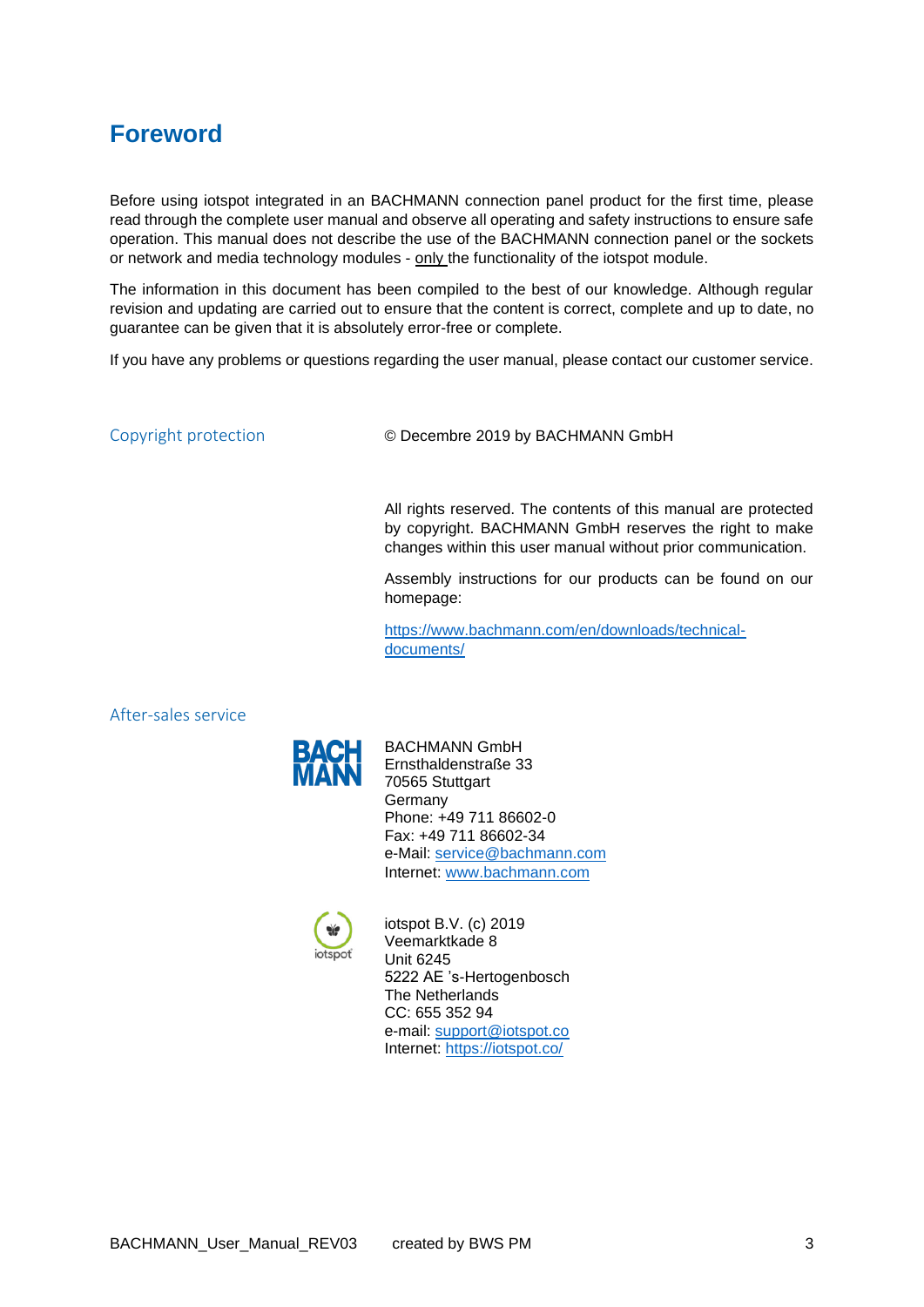# Foreword

Before using iotspot integrated in an BACHMANN connection panel product for the first time, please read through the complete user manual and observe all operating and safety instructions to ensure safe operation. This manual does not describe the use of the BACHMANN connection panel or the sockets or network and media technology modules - only the functionality of the iotspot module.

The information in this document has been compiled to the best of our knowledge. Although regular revision and updating are carried out to ensure that the content is correct, complete and up to date, no guarantee can be given that it is absolutely error-free or complete.

If you have any problems or questions regarding the user manual, please contact our customer service.

## Copyright protection

© Decembre 2019 by BACHMANN GmbH

All rights reserved. The contents of this manual are protected by copyright. BACHMANN GmbH reserves the right to make changes within this user manual without prior communication.

Assembly instructions for our products can be found on our homepage:

https://www.bachmann.com/en/downloads/technical-documents/

## After-sales service

BACHMANN GmbH
Ernsthaldenstraße 33
70565 Stuttgart
Germany
Phone: +49 711 86602-0
Fax: +49 711 86602-34
e-Mail: service@bachmann.com
Internet: www.bachmann.com

iotspot B.V. (c) 2019
Veemarktkade 8
Unit 6245
5222 AE 's-Hertogenbosch
The Netherlands
CC: 655 352 94
e-mail: support@iotspot.co
Internet: https://iotspot.co/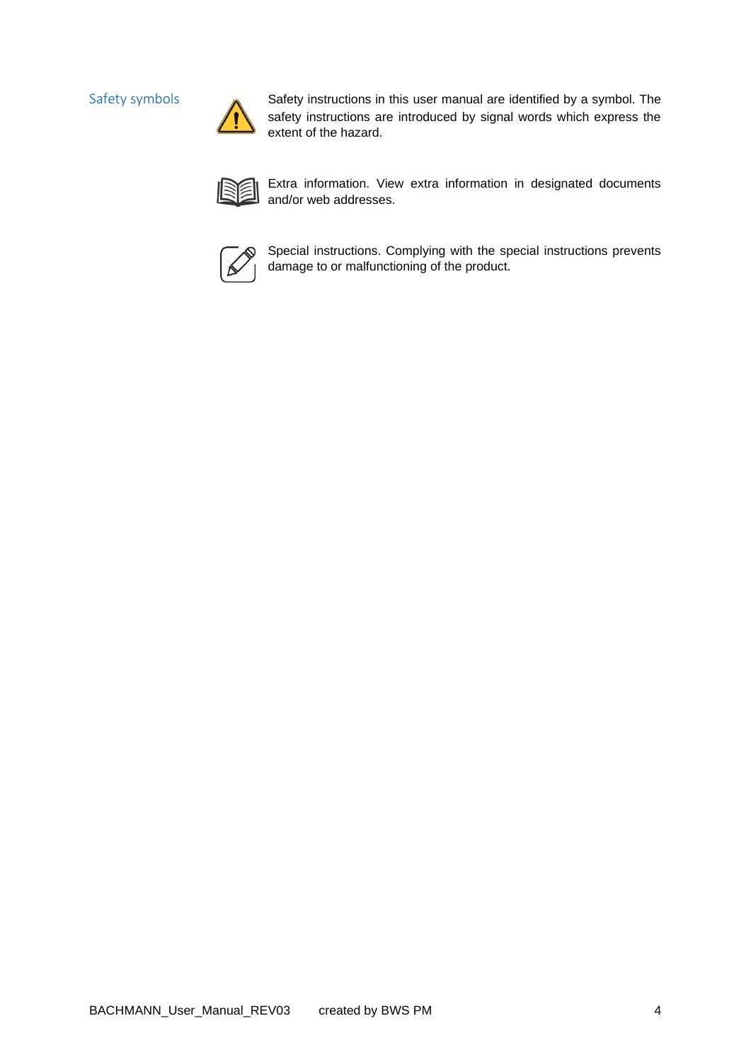## Safety symbols

Safety instructions in this user manual are identified by a symbol. The safety instructions are introduced by signal words which express the extent of the hazard.

Extra information. View extra information in designated documents and/or web addresses.

Special instructions. Complying with the special instructions prevents damage to or malfunctioning of the product.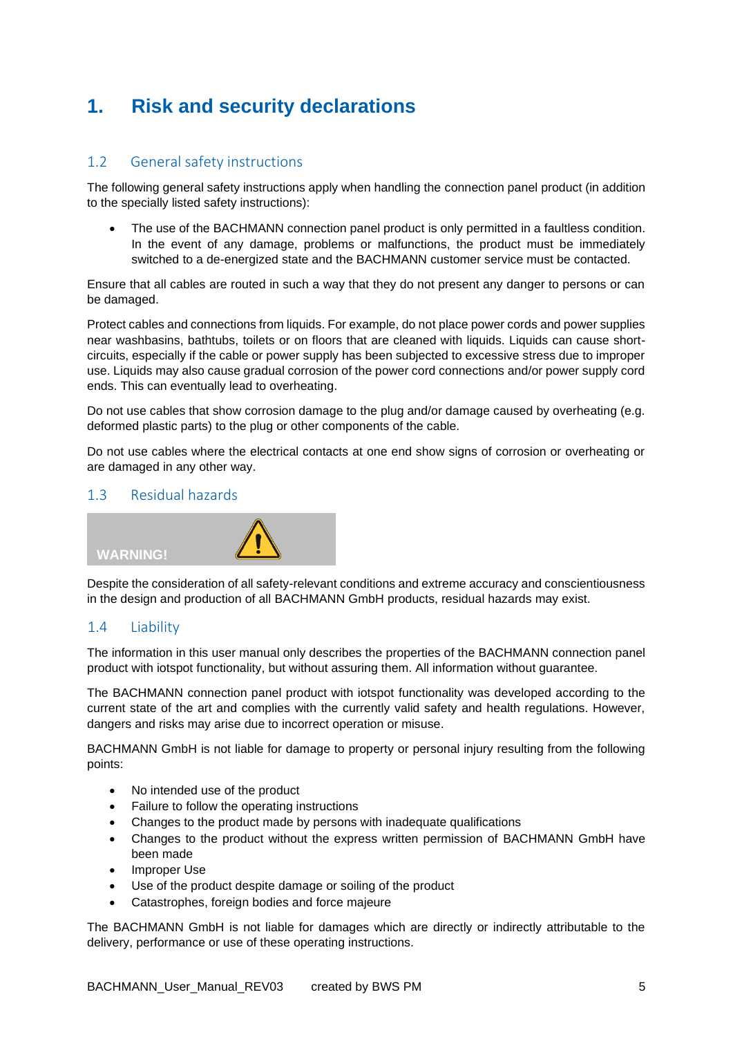# 1. Risk and security declarations

## 1.2 General safety instructions

The following general safety instructions apply when handling the connection panel product (in addition to the specially listed safety instructions):

- The use of the BACHMANN connection panel product is only permitted in a faultless condition. In the event of any damage, problems or malfunctions, the product must be immediately switched to a de-energized state and the BACHMANN customer service must be contacted.

Ensure that all cables are routed in such a way that they do not present any danger to persons or can be damaged.

Protect cables and connections from liquids. For example, do not place power cords and power supplies near washbasins, bathtubs, toilets or on floors that are cleaned with liquids. Liquids can cause short-circuits, especially if the cable or power supply has been subjected to excessive stress due to improper use. Liquids may also cause gradual corrosion of the power cord connections and/or power supply cord ends. This can eventually lead to overheating.

Do not use cables that show corrosion damage to the plug and/or damage caused by overheating (e.g. deformed plastic parts) to the plug or other components of the cable.

Do not use cables where the electrical contacts at one end show signs of corrosion or overheating or are damaged in any other way.

## 1.3 Residual hazards

**WARNING!**

Despite the consideration of all safety-relevant conditions and extreme accuracy and conscientiousness in the design and production of all BACHMANN GmbH products, residual hazards may exist.

## 1.4 Liability

The information in this user manual only describes the properties of the BACHMANN connection panel product with iotspot functionality, but without assuring them. All information without guarantee.

The BACHMANN connection panel product with iotspot functionality was developed according to the current state of the art and complies with the currently valid safety and health regulations. However, dangers and risks may arise due to incorrect operation or misuse.

BACHMANN GmbH is not liable for damage to property or personal injury resulting from the following points:

- No intended use of the product
- Failure to follow the operating instructions
- Changes to the product made by persons with inadequate qualifications
- Changes to the product without the express written permission of BACHMANN GmbH have been made
- Improper Use
- Use of the product despite damage or soiling of the product
- Catastrophes, foreign bodies and force majeure

The BACHMANN GmbH is not liable for damages which are directly or indirectly attributable to the delivery, performance or use of these operating instructions.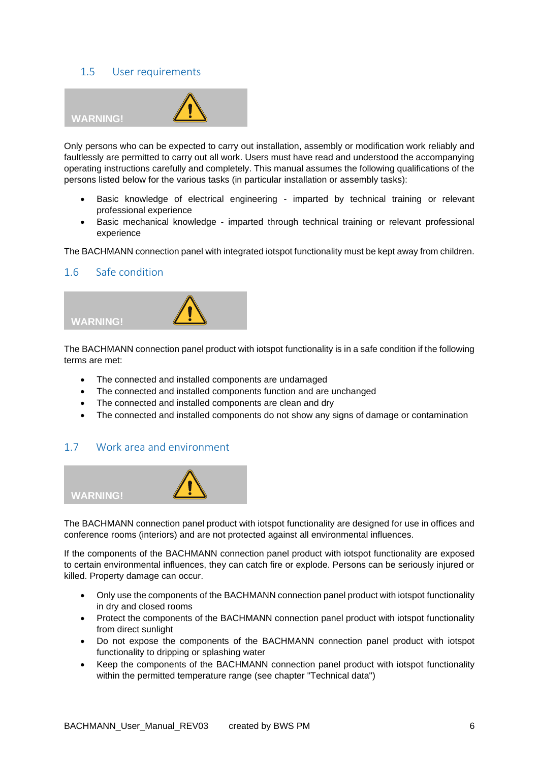## 1.5 User requirements

**WARNING!**

Only persons who can be expected to carry out installation, assembly or modification work reliably and faultlessly are permitted to carry out all work. Users must have read and understood the accompanying operating instructions carefully and completely. This manual assumes the following qualifications of the persons listed below for the various tasks (in particular installation or assembly tasks):

- Basic knowledge of electrical engineering - imparted by technical training or relevant professional experience
- Basic mechanical knowledge - imparted through technical training or relevant professional experience

The BACHMANN connection panel with integrated iotspot functionality must be kept away from children.

## 1.6 Safe condition

**WARNING!**

The BACHMANN connection panel product with iotspot functionality is in a safe condition if the following terms are met:

- The connected and installed components are undamaged
- The connected and installed components function and are unchanged
- The connected and installed components are clean and dry
- The connected and installed components do not show any signs of damage or contamination

## 1.7 Work area and environment

**WARNING!**

The BACHMANN connection panel product with iotspot functionality are designed for use in offices and conference rooms (interiors) and are not protected against all environmental influences.

If the components of the BACHMANN connection panel product with iotspot functionality are exposed to certain environmental influences, they can catch fire or explode. Persons can be seriously injured or killed. Property damage can occur.

- Only use the components of the BACHMANN connection panel product with iotspot functionality in dry and closed rooms
- Protect the components of the BACHMANN connection panel product with iotspot functionality from direct sunlight
- Do not expose the components of the BACHMANN connection panel product with iotspot functionality to dripping or splashing water
- Keep the components of the BACHMANN connection panel product with iotspot functionality within the permitted temperature range (see chapter "Technical data")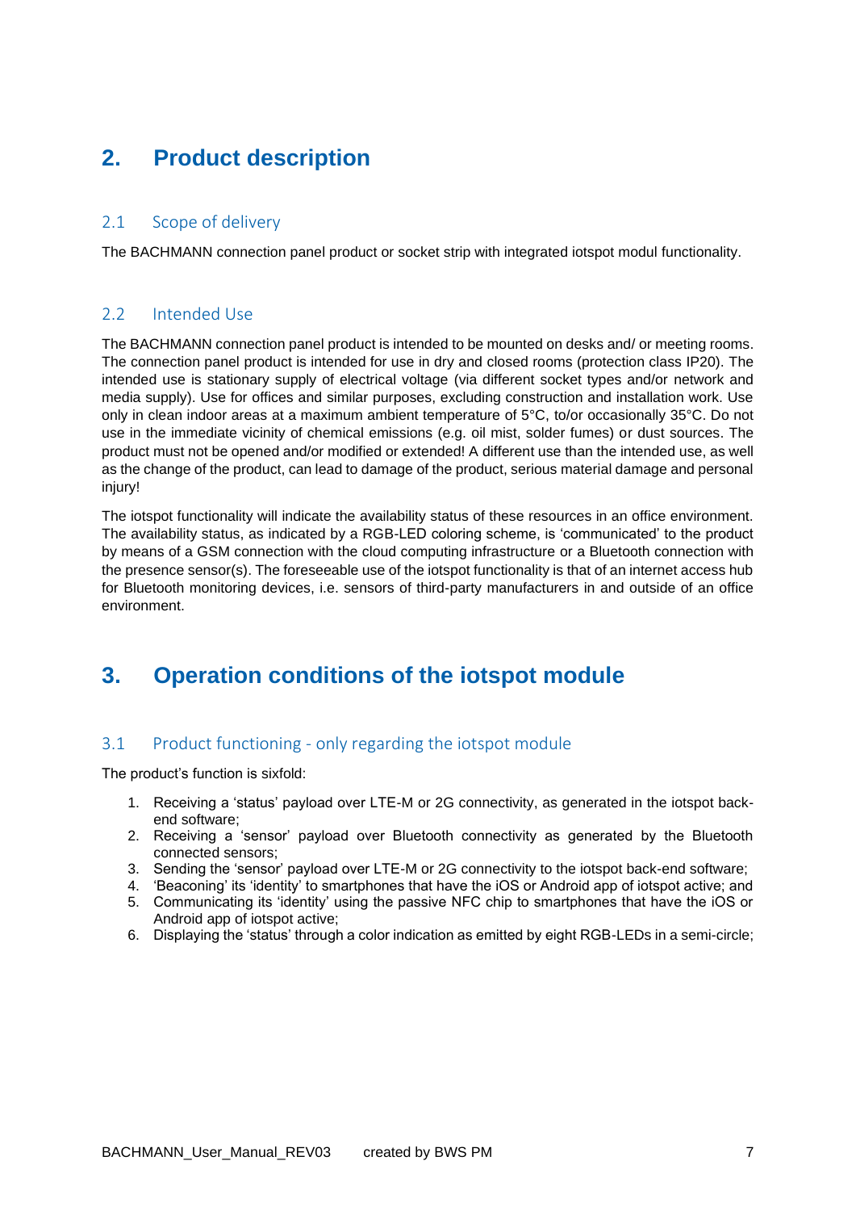# 2. Product description

## 2.1 Scope of delivery

The BACHMANN connection panel product or socket strip with integrated iotspot modul functionality.

## 2.2 Intended Use

The BACHMANN connection panel product is intended to be mounted on desks and/ or meeting rooms. The connection panel product is intended for use in dry and closed rooms (protection class IP20). The intended use is stationary supply of electrical voltage (via different socket types and/or network and media supply). Use for offices and similar purposes, excluding construction and installation work. Use only in clean indoor areas at a maximum ambient temperature of 5°C, to/or occasionally 35°C. Do not use in the immediate vicinity of chemical emissions (e.g. oil mist, solder fumes) or dust sources. The product must not be opened and/or modified or extended! A different use than the intended use, as well as the change of the product, can lead to damage of the product, serious material damage and personal injury!

The iotspot functionality will indicate the availability status of these resources in an office environment. The availability status, as indicated by a RGB-LED coloring scheme, is 'communicated' to the product by means of a GSM connection with the cloud computing infrastructure or a Bluetooth connection with the presence sensor(s). The foreseeable use of the iotspot functionality is that of an internet access hub for Bluetooth monitoring devices, i.e. sensors of third-party manufacturers in and outside of an office environment.

# 3. Operation conditions of the iotspot module

## 3.1 Product functioning - only regarding the iotspot module

The product's function is sixfold:

1. Receiving a 'status' payload over LTE-M or 2G connectivity, as generated in the iotspot back-end software;
2. Receiving a 'sensor' payload over Bluetooth connectivity as generated by the Bluetooth connected sensors;
3. Sending the 'sensor' payload over LTE-M or 2G connectivity to the iotspot back-end software;
4. 'Beaconing' its 'identity' to smartphones that have the iOS or Android app of iotspot active; and
5. Communicating its 'identity' using the passive NFC chip to smartphones that have the iOS or Android app of iotspot active;
6. Displaying the 'status' through a color indication as emitted by eight RGB-LEDs in a semi-circle;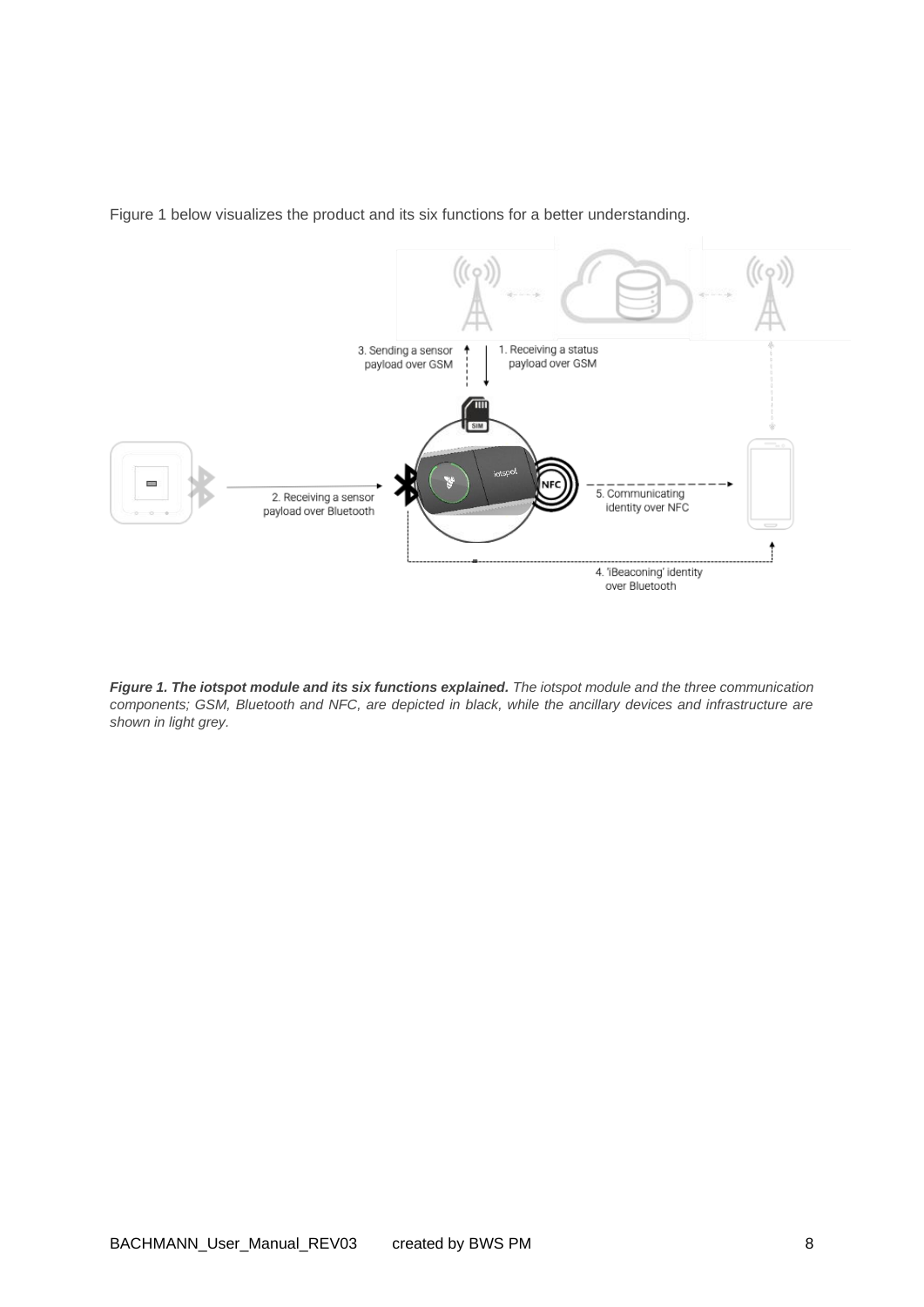Figure 1 below visualizes the product and its six functions for a better understanding.

***Figure 1. The iotspot module and its six functions explained.*** *The iotspot module and the three communication components; GSM, Bluetooth and NFC, are depicted in black, while the ancillary devices and infrastructure are shown in light grey.*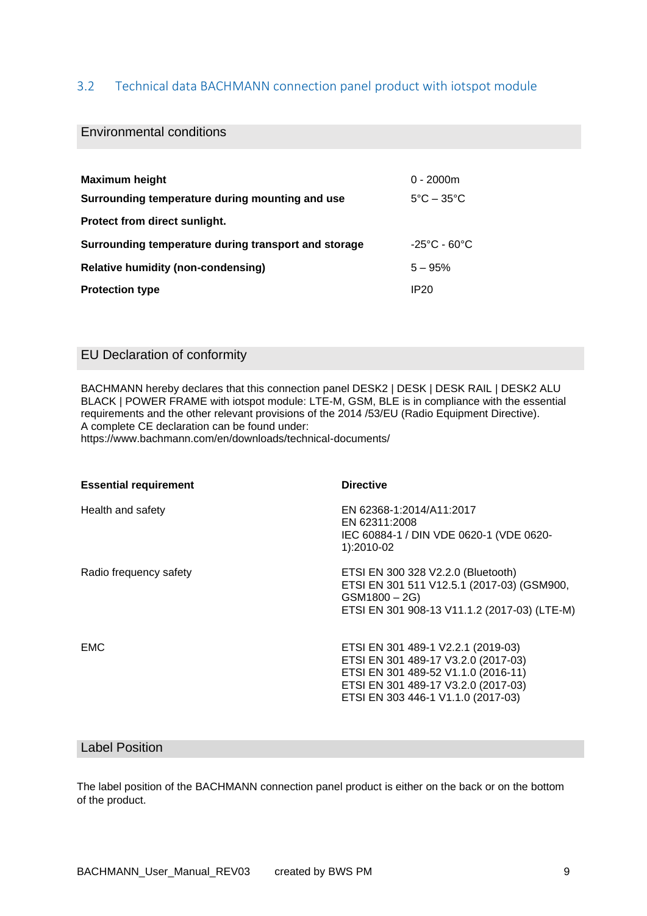## 3.2 Technical data BACHMANN connection panel product with iotspot module

### Environmental conditions

| | |
|---|---|
| **Maximum height** | 0 - 2000m |
| **Surrounding temperature during mounting and use** | 5°C – 35°C |
| **Protect from direct sunlight.** | |
| **Surrounding temperature during transport and storage** | -25°C - 60°C |
| **Relative humidity (non-condensing)** | 5 – 95% |
| **Protection type** | IP20 |

### EU Declaration of conformity

BACHMANN hereby declares that this connection panel DESK2 | DESK | DESK RAIL | DESK2 ALU BLACK | POWER FRAME with iotspot module: LTE-M, GSM, BLE is in compliance with the essential requirements and the other relevant provisions of the 2014 /53/EU (Radio Equipment Directive).
A complete CE declaration can be found under:
https://www.bachmann.com/en/downloads/technical-documents/

| **Essential requirement** | **Directive** |
|---|---|
| Health and safety | EN 62368-1:2014/A11:2017<br>EN 62311:2008<br>IEC 60884-1 / DIN VDE 0620-1 (VDE 0620-1):2010-02 |
| Radio frequency safety | ETSI EN 300 328 V2.2.0 (Bluetooth)<br>ETSI EN 301 511 V12.5.1 (2017-03) (GSM900, GSM1800 – 2G)<br>ETSI EN 301 908-13 V11.1.2 (2017-03) (LTE-M) |
| EMC | ETSI EN 301 489-1 V2.2.1 (2019-03)<br>ETSI EN 301 489-17 V3.2.0 (2017-03)<br>ETSI EN 301 489-52 V1.1.0 (2016-11)<br>ETSI EN 301 489-17 V3.2.0 (2017-03)<br>ETSI EN 303 446-1 V1.1.0 (2017-03) |

### Label Position

The label position of the BACHMANN connection panel product is either on the back or on the bottom of the product.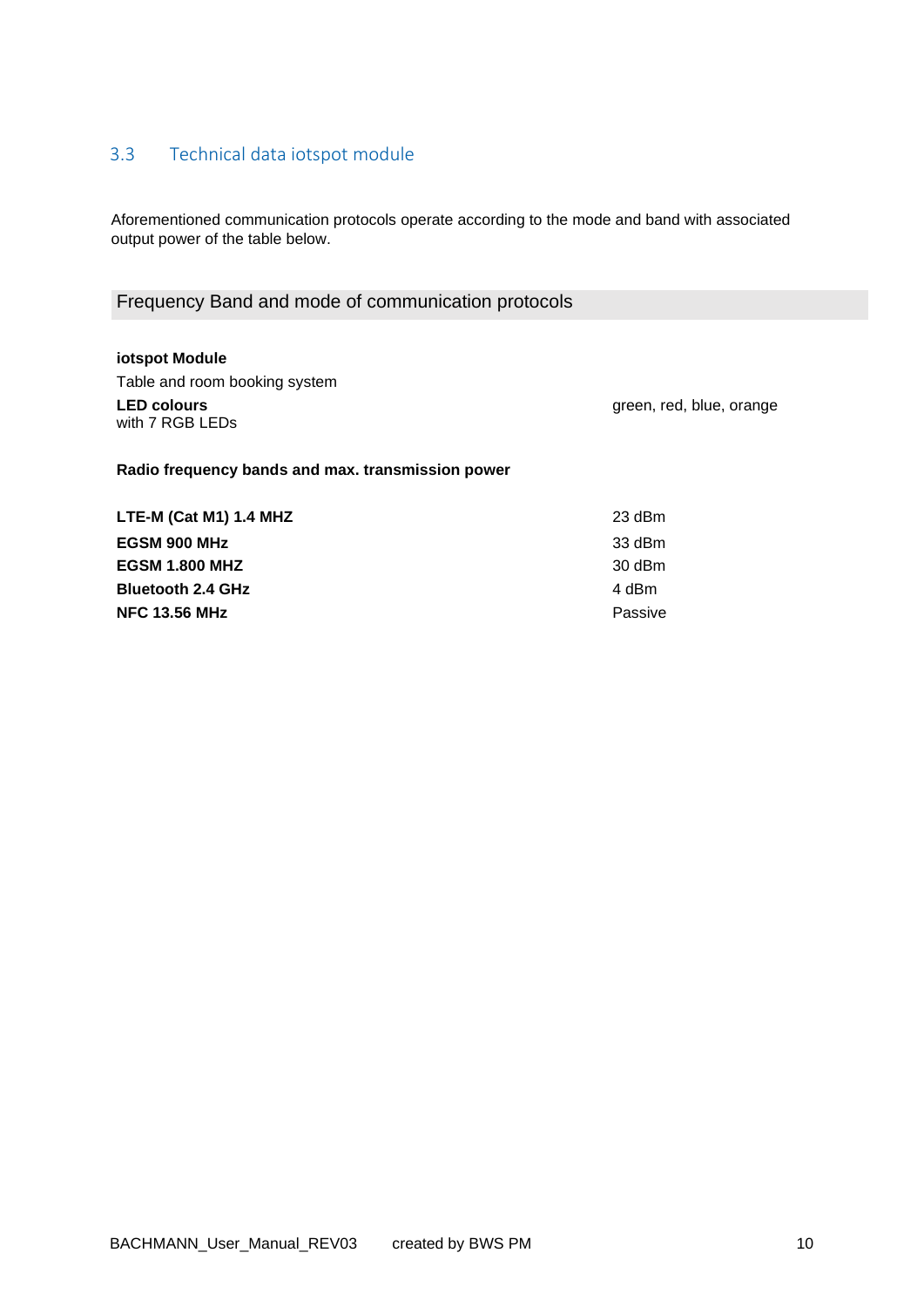## 3.3 Technical data iotspot module

Aforementioned communication protocols operate according to the mode and band with associated output power of the table below.

### Frequency Band and mode of communication protocols

**iotspot Module**
Table and room booking system

| | |
|---|---|
| **LED colours** with 7 RGB LEDs | green, red, blue, orange |

**Radio frequency bands and max. transmission power**

| | |
|---|---|
| **LTE-M (Cat M1) 1.4 MHZ** | 23 dBm |
| **EGSM 900 MHz** | 33 dBm |
| **EGSM 1.800 MHZ** | 30 dBm |
| **Bluetooth 2.4 GHz** | 4 dBm |
| **NFC 13.56 MHz** | Passive |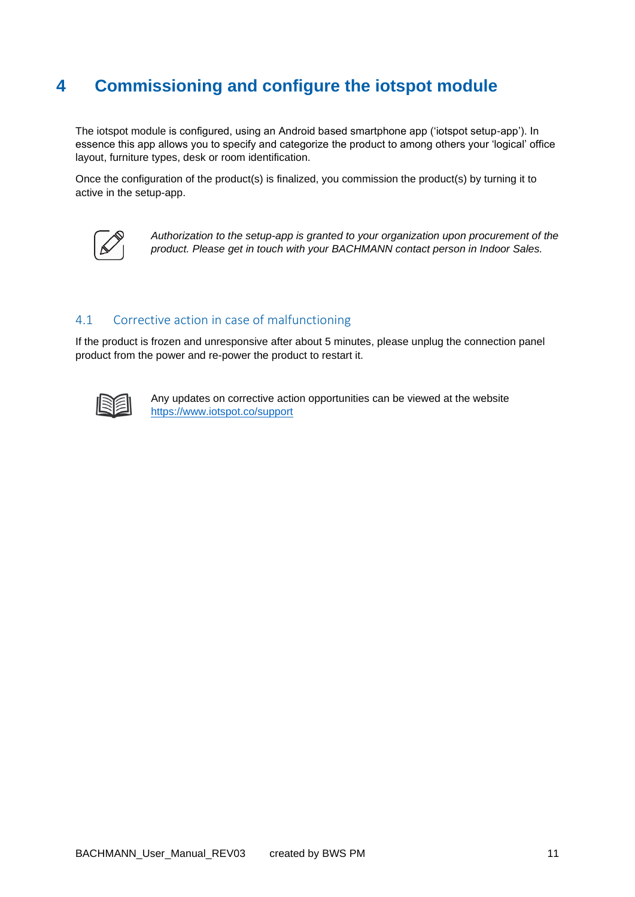# 4 Commissioning and configure the iotspot module

The iotspot module is configured, using an Android based smartphone app ('iotspot setup-app'). In essence this app allows you to specify and categorize the product to among others your 'logical' office layout, furniture types, desk or room identification.

Once the configuration of the product(s) is finalized, you commission the product(s) by turning it to active in the setup-app.

*Authorization to the setup-app is granted to your organization upon procurement of the product. Please get in touch with your BACHMANN contact person in Indoor Sales.*

## 4.1 Corrective action in case of malfunctioning

If the product is frozen and unresponsive after about 5 minutes, please unplug the connection panel product from the power and re-power the product to restart it.

Any updates on corrective action opportunities can be viewed at the website https://www.iotspot.co/support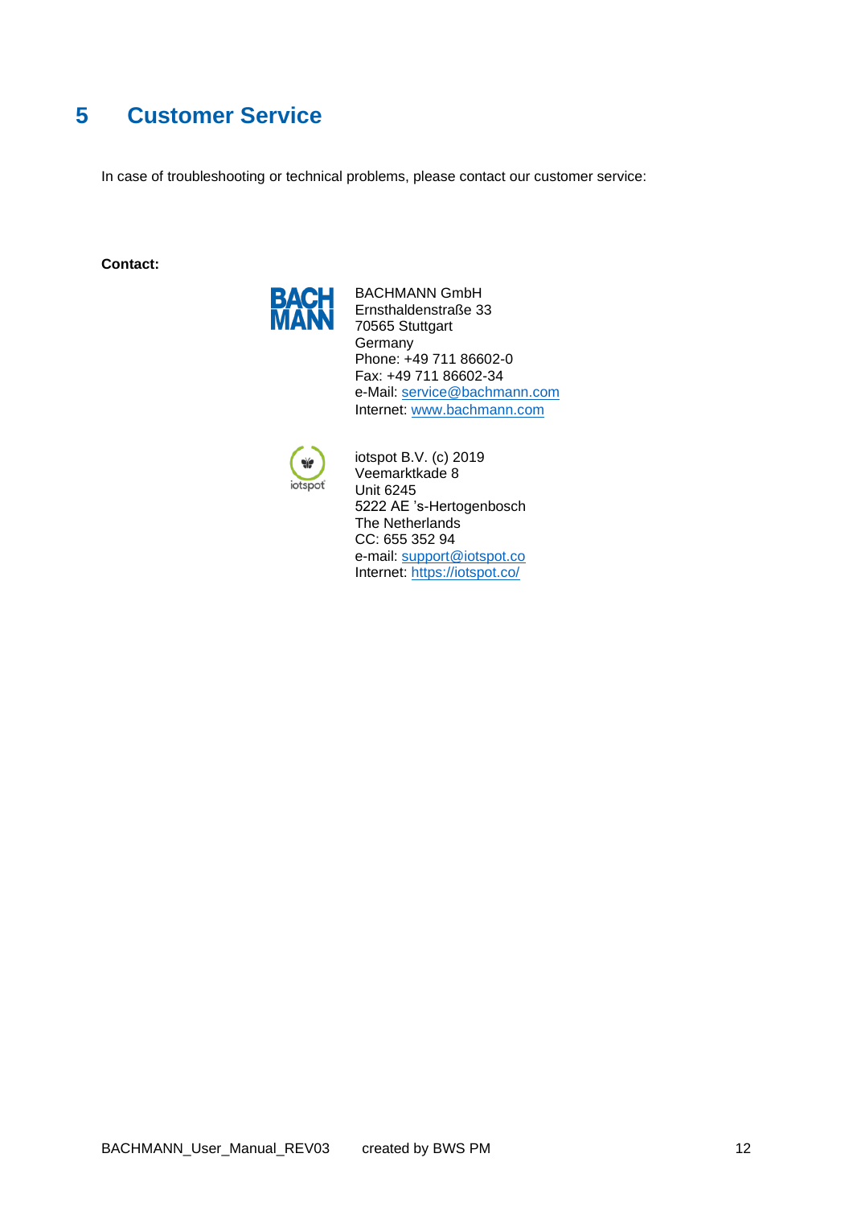# 5 Customer Service

In case of troubleshooting or technical problems, please contact our customer service:

**Contact:**

BACHMANN GmbH
Ernsthaldenstraße 33
70565 Stuttgart
Germany
Phone: +49 711 86602-0
Fax: +49 711 86602-34
e-Mail: service@bachmann.com
Internet: www.bachmann.com

iotspot B.V. (c) 2019
Veemarktkade 8
Unit 6245
5222 AE ’s-Hertogenbosch
The Netherlands
CC: 655 352 94
e-mail: support@iotspot.co
Internet: https://iotspot.co/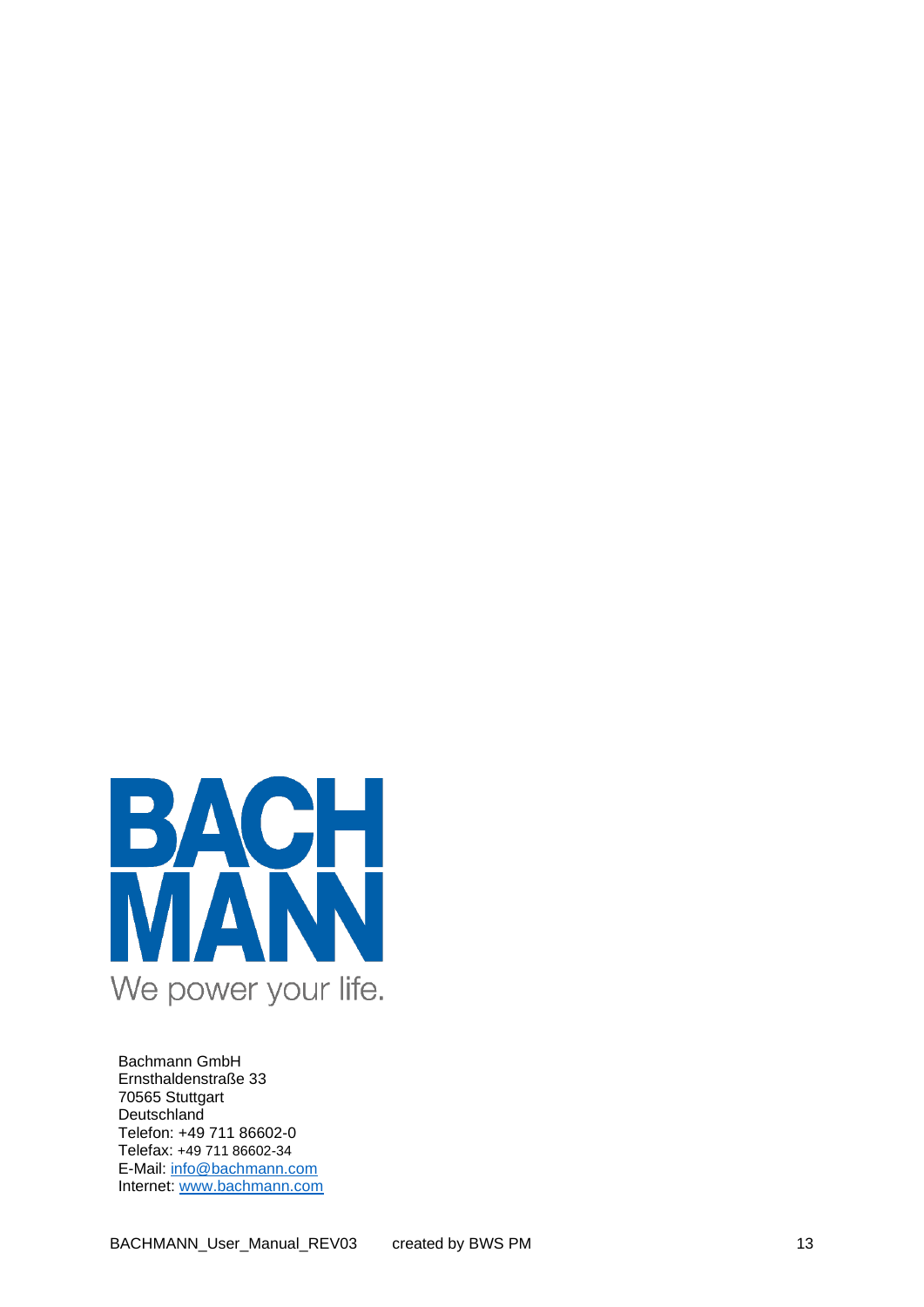BACH
MANN
We power your life.

Bachmann GmbH
Ernsthaldenstraße 33
70565 Stuttgart
Deutschland
Telefon: +49 711 86602-0
Telefax: +49 711 86602-34
E-Mail: info@bachmann.com
Internet: www.bachmann.com